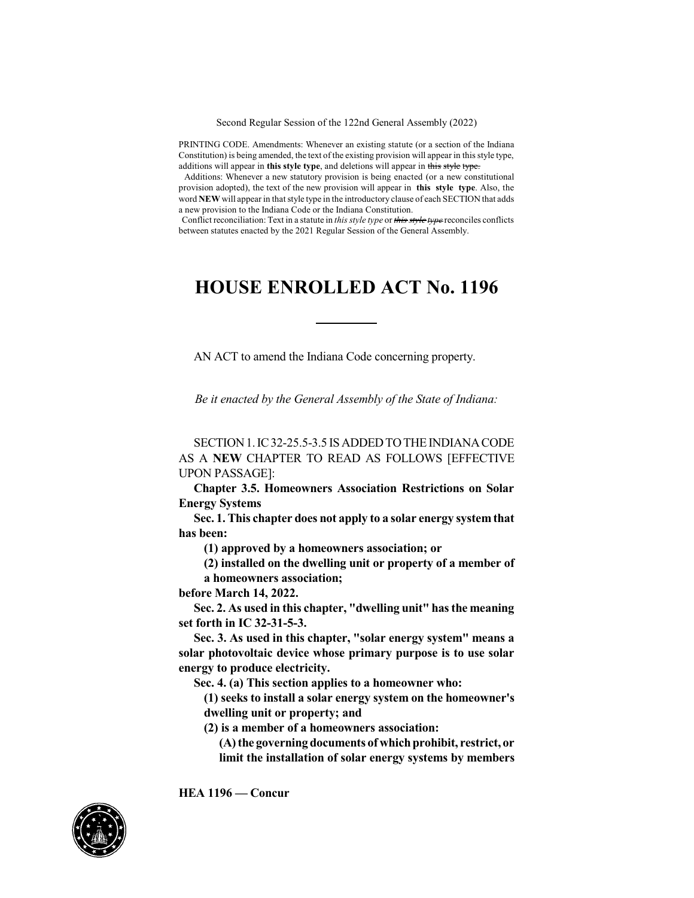Second Regular Session of the 122nd General Assembly (2022)

PRINTING CODE. Amendments: Whenever an existing statute (or a section of the Indiana Constitution) is being amended, the text of the existing provision will appear in this style type, additions will appear in **this style type**, and deletions will appear in ~~this style type.~~

Additions: Whenever a new statutory provision is being enacted (or a new constitutional provision adopted), the text of the new provision will appear in **this style type**. Also, the word **NEW** will appear in that style type in the introductory clause of each SECTION that adds a new provision to the Indiana Code or the Indiana Constitution.

Conflict reconciliation: Text in a statute in *this style type* or ~~*this style type*~~ reconciles conflicts between statutes enacted by the 2021 Regular Session of the General Assembly.

# HOUSE ENROLLED ACT No. 1196

AN ACT to amend the Indiana Code concerning property.

*Be it enacted by the General Assembly of the State of Indiana:*

SECTION 1. IC 32-25.5-3.5 IS ADDED TO THE INDIANA CODE AS A **NEW** CHAPTER TO READ AS FOLLOWS [EFFECTIVE UPON PASSAGE]:

**Chapter 3.5. Homeowners Association Restrictions on Solar Energy Systems**

**Sec. 1. This chapter does not apply to a solar energy system that has been:**

**(1) approved by a homeowners association; or**

**(2) installed on the dwelling unit or property of a member of a homeowners association;**

**before March 14, 2022.**

**Sec. 2. As used in this chapter, "dwelling unit" has the meaning set forth in IC 32-31-5-3.**

**Sec. 3. As used in this chapter, "solar energy system" means a solar photovoltaic device whose primary purpose is to use solar energy to produce electricity.**

**Sec. 4. (a) This section applies to a homeowner who:**

**(1) seeks to install a solar energy system on the homeowner's dwelling unit or property; and**

**(2) is a member of a homeowners association:**

**(A) the governing documents of which prohibit, restrict, or limit the installation of solar energy systems by members**

HEA 1196 — Concur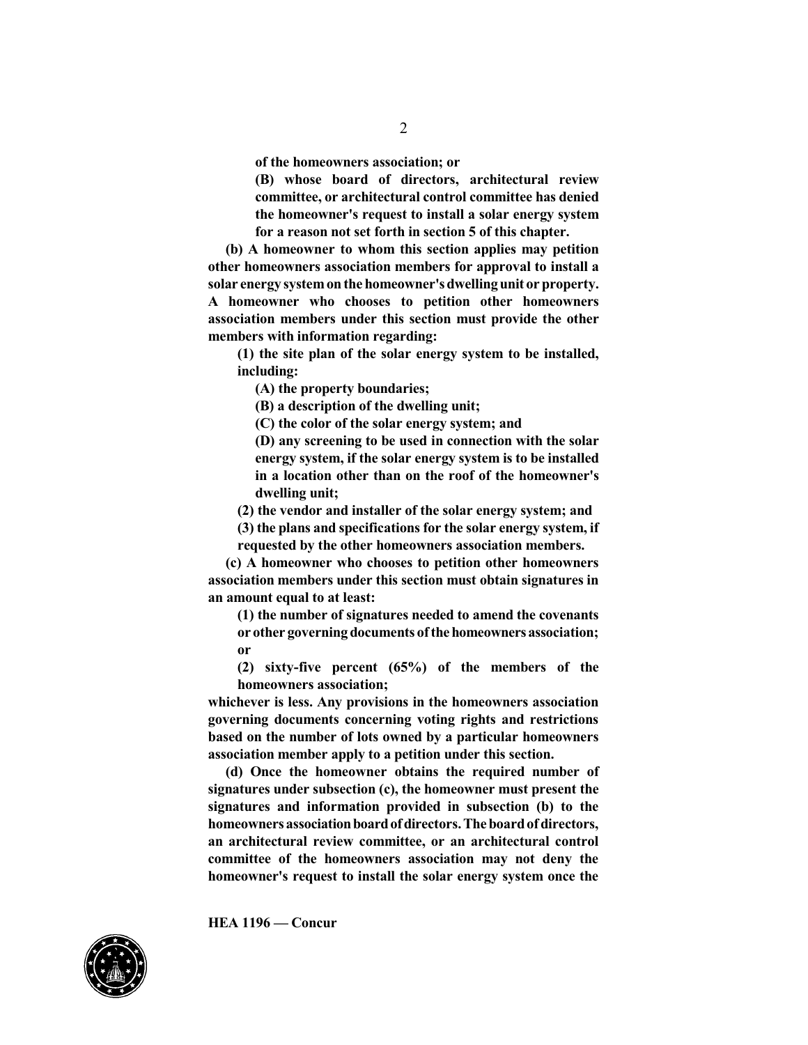**of the homeowners association; or**

**(B) whose board of directors, architectural review committee, or architectural control committee has denied the homeowner's request to install a solar energy system for a reason not set forth in section 5 of this chapter.**

**(b) A homeowner to whom this section applies may petition other homeowners association members for approval to install a solar energy system on the homeowner's dwelling unit or property. A homeowner who chooses to petition other homeowners association members under this section must provide the other members with information regarding:**

**(1) the site plan of the solar energy system to be installed, including:**

**(A) the property boundaries;**

**(B) a description of the dwelling unit;**

**(C) the color of the solar energy system; and**

**(D) any screening to be used in connection with the solar energy system, if the solar energy system is to be installed in a location other than on the roof of the homeowner's dwelling unit;**

**(2) the vendor and installer of the solar energy system; and**

**(3) the plans and specifications for the solar energy system, if requested by the other homeowners association members.**

**(c) A homeowner who chooses to petition other homeowners association members under this section must obtain signatures in an amount equal to at least:**

**(1) the number of signatures needed to amend the covenants or other governing documents of the homeowners association; or**

**(2) sixty-five percent (65%) of the members of the homeowners association;**

**whichever is less. Any provisions in the homeowners association governing documents concerning voting rights and restrictions based on the number of lots owned by a particular homeowners association member apply to a petition under this section.**

**(d) Once the homeowner obtains the required number of signatures under subsection (c), the homeowner must present the signatures and information provided in subsection (b) to the homeowners association board of directors. The board of directors, an architectural review committee, or an architectural control committee of the homeowners association may not deny the homeowner's request to install the solar energy system once the**

**HEA 1196 — Concur**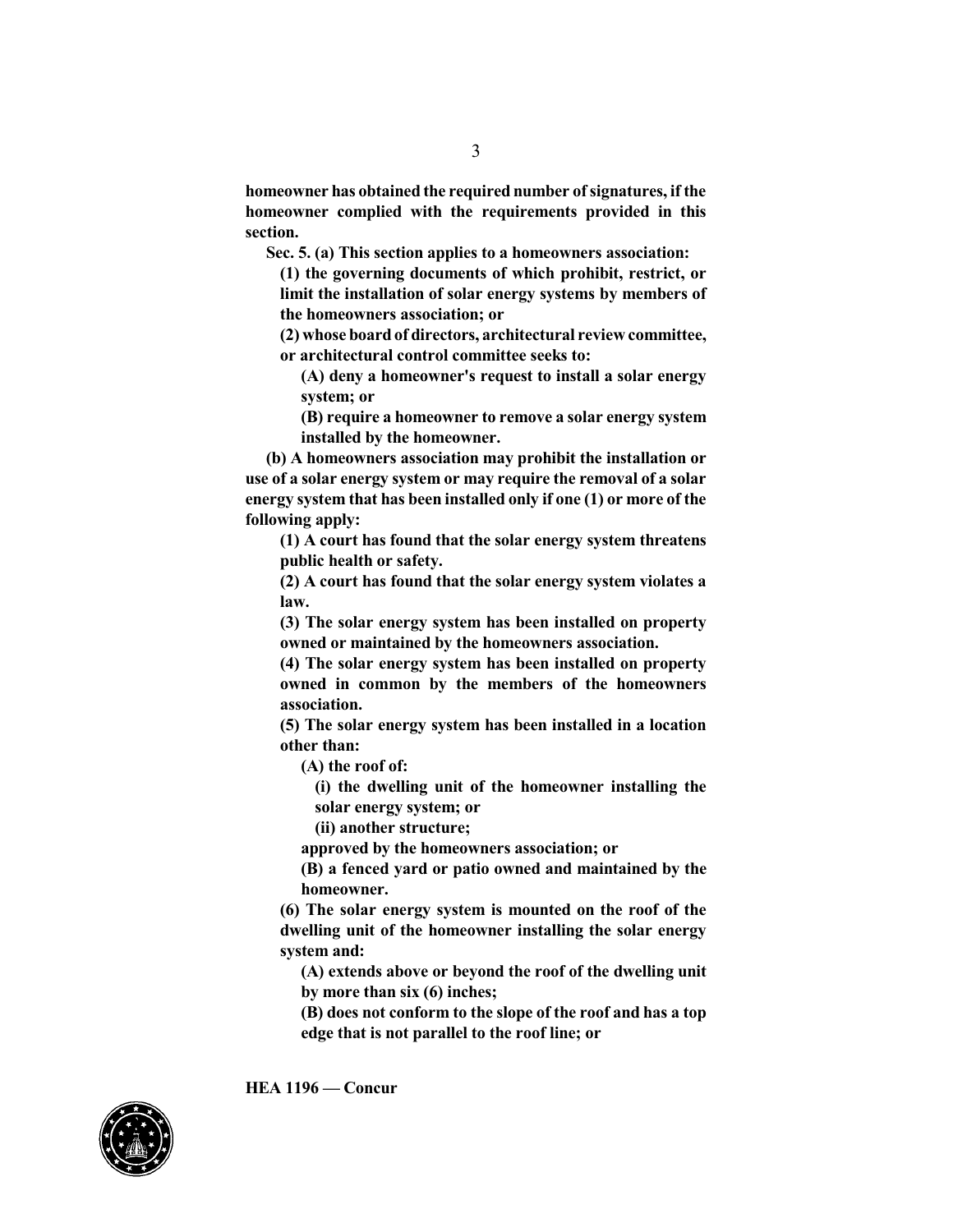**homeowner has obtained the required number of signatures, if the homeowner complied with the requirements provided in this section.**

**Sec. 5. (a) This section applies to a homeowners association:**

**(1) the governing documents of which prohibit, restrict, or limit the installation of solar energy systems by members of the homeowners association; or**

**(2) whose board of directors, architectural review committee, or architectural control committee seeks to:**

**(A) deny a homeowner's request to install a solar energy system; or**

**(B) require a homeowner to remove a solar energy system installed by the homeowner.**

**(b) A homeowners association may prohibit the installation or use of a solar energy system or may require the removal of a solar energy system that has been installed only if one (1) or more of the following apply:**

**(1) A court has found that the solar energy system threatens public health or safety.**

**(2) A court has found that the solar energy system violates a law.**

**(3) The solar energy system has been installed on property owned or maintained by the homeowners association.**

**(4) The solar energy system has been installed on property owned in common by the members of the homeowners association.**

**(5) The solar energy system has been installed in a location other than:**

**(A) the roof of:**

**(i) the dwelling unit of the homeowner installing the solar energy system; or**

**(ii) another structure;**

**approved by the homeowners association; or**

**(B) a fenced yard or patio owned and maintained by the homeowner.**

**(6) The solar energy system is mounted on the roof of the dwelling unit of the homeowner installing the solar energy system and:**

**(A) extends above or beyond the roof of the dwelling unit by more than six (6) inches;**

**(B) does not conform to the slope of the roof and has a top edge that is not parallel to the roof line; or**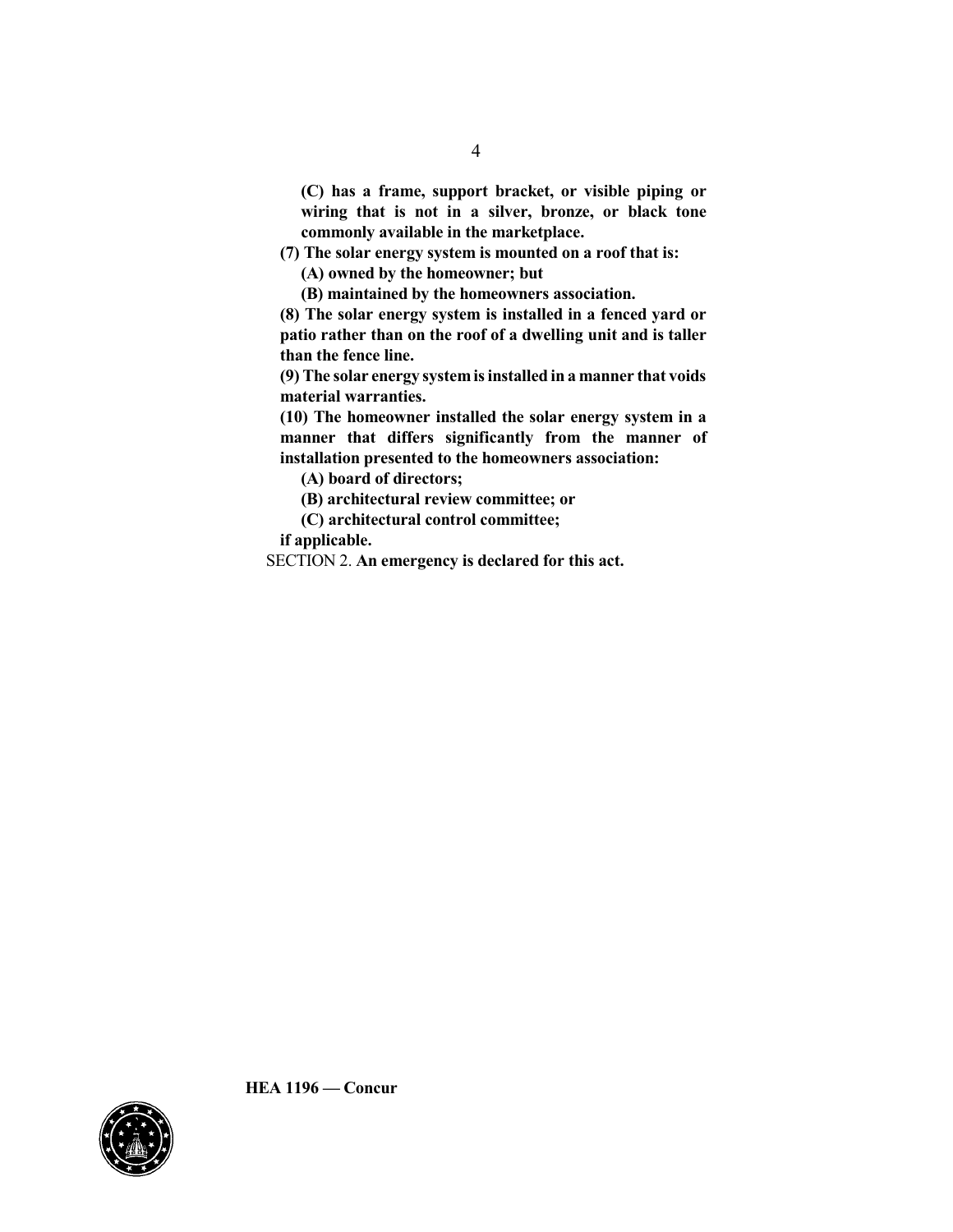**(C) has a frame, support bracket, or visible piping or wiring that is not in a silver, bronze, or black tone commonly available in the marketplace.**

**(7) The solar energy system is mounted on a roof that is:**

**(A) owned by the homeowner; but**

**(B) maintained by the homeowners association.**

**(8) The solar energy system is installed in a fenced yard or patio rather than on the roof of a dwelling unit and is taller than the fence line.**

**(9) The solar energy system is installed in a manner that voids material warranties.**

**(10) The homeowner installed the solar energy system in a manner that differs significantly from the manner of installation presented to the homeowners association:**

**(A) board of directors;**

**(B) architectural review committee; or**

**(C) architectural control committee;**

**if applicable.**

SECTION 2. **An emergency is declared for this act.**